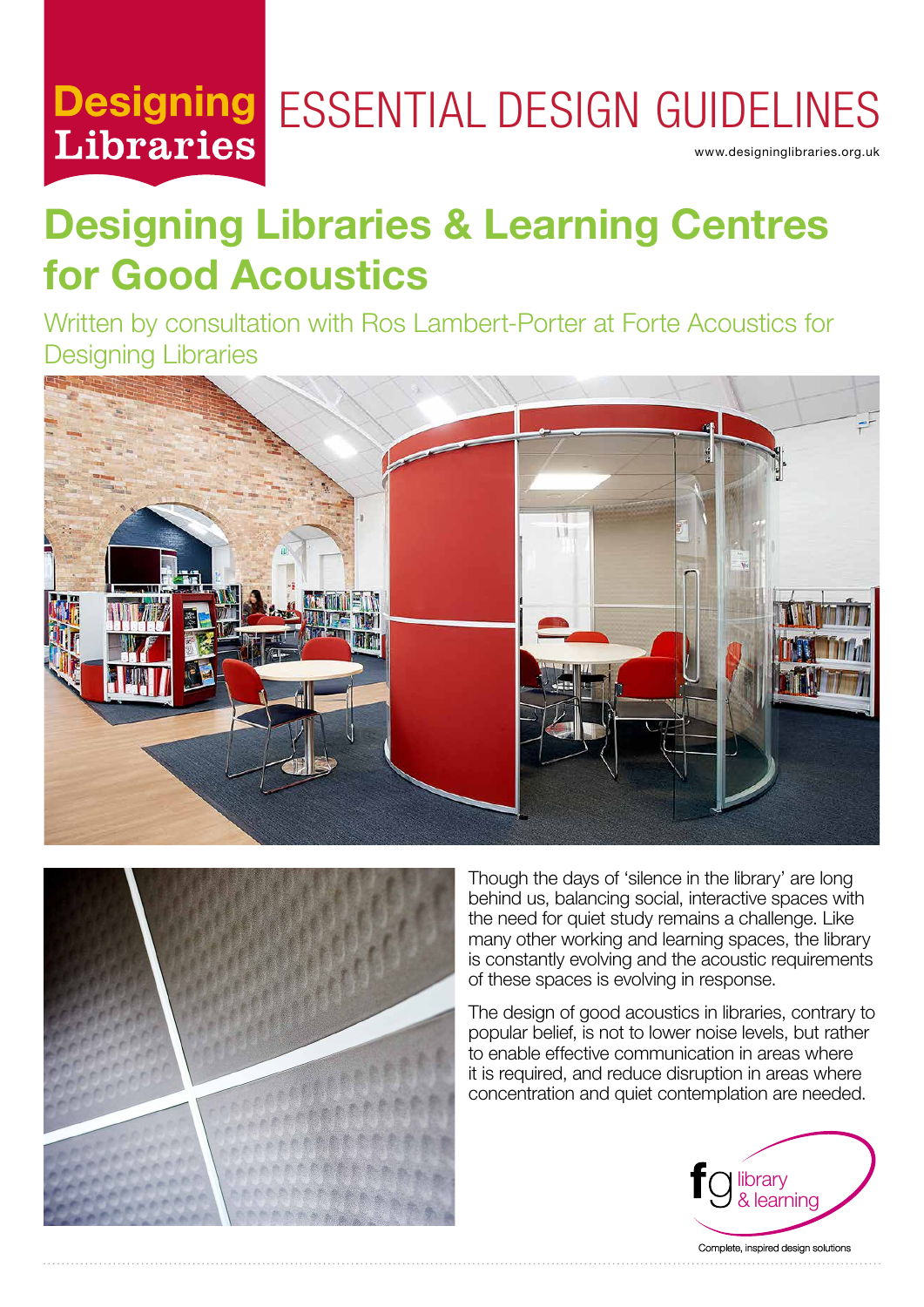Designing Libraries

ESSENTIAL DESIGN GUIDELINES

www.designinglibraries.org.uk

# Designing Libraries & Learning Centres for Good Acoustics

Written by consultation with Ros Lambert-Porter at Forte Acoustics for Designing Libraries

Though the days of 'silence in the library' are long behind us, balancing social, interactive spaces with the need for quiet study remains a challenge. Like many other working and learning spaces, the library is constantly evolving and the acoustic requirements of these spaces is evolving in response.

The design of good acoustics in libraries, contrary to popular belief, is not to lower noise levels, but rather to enable effective communication in areas where it is required, and reduce disruption in areas where concentration and quiet contemplation are needed.

fg library & learning

Complete, inspired design solutions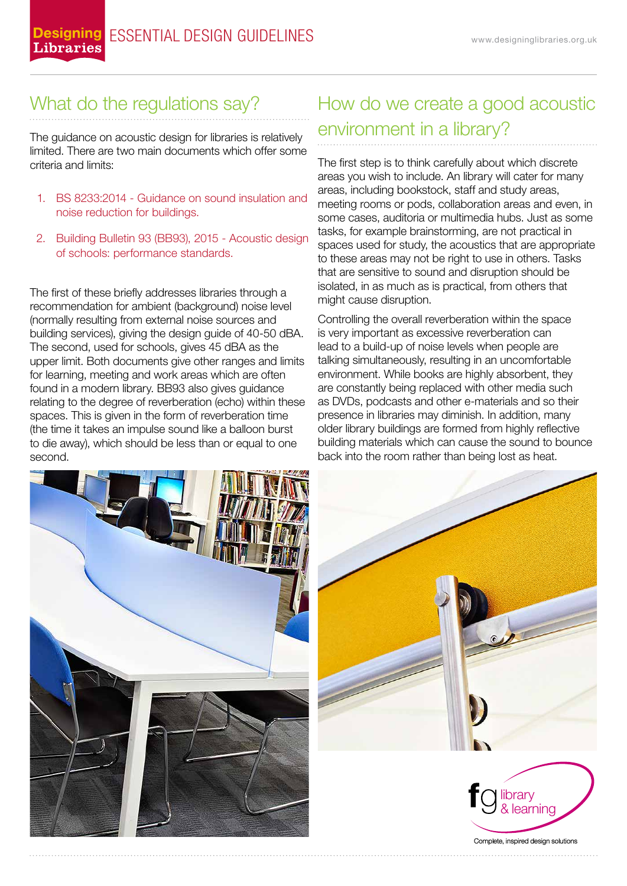## What do the regulations say?

The guidance on acoustic design for libraries is relatively limited. There are two main documents which offer some criteria and limits:

1. BS 8233:2014 - Guidance on sound insulation and noise reduction for buildings.
2. Building Bulletin 93 (BB93), 2015 - Acoustic design of schools: performance standards.

The first of these briefly addresses libraries through a recommendation for ambient (background) noise level (normally resulting from external noise sources and building services), giving the design guide of 40-50 dBA. The second, used for schools, gives 45 dBA as the upper limit. Both documents give other ranges and limits for learning, meeting and work areas which are often found in a modern library. BB93 also gives guidance relating to the degree of reverberation (echo) within these spaces. This is given in the form of reverberation time (the time it takes an impulse sound like a balloon burst to die away), which should be less than or equal to one second.

## How do we create a good acoustic environment in a library?

The first step is to think carefully about which discrete areas you wish to include. An library will cater for many areas, including bookstock, staff and study areas, meeting rooms or pods, collaboration areas and even, in some cases, auditoria or multimedia hubs. Just as some tasks, for example brainstorming, are not practical in spaces used for study, the acoustics that are appropriate to these areas may not be right to use in others. Tasks that are sensitive to sound and disruption should be isolated, in as much as is practical, from others that might cause disruption.

Controlling the overall reverberation within the space is very important as excessive reverberation can lead to a build-up of noise levels when people are talking simultaneously, resulting in an uncomfortable environment. While books are highly absorbent, they are constantly being replaced with other media such as DVDs, podcasts and other e-materials and so their presence in libraries may diminish. In addition, many older library buildings are formed from highly reflective building materials which can cause the sound to bounce back into the room rather than being lost as heat.

fg library & learning

Complete, inspired design solutions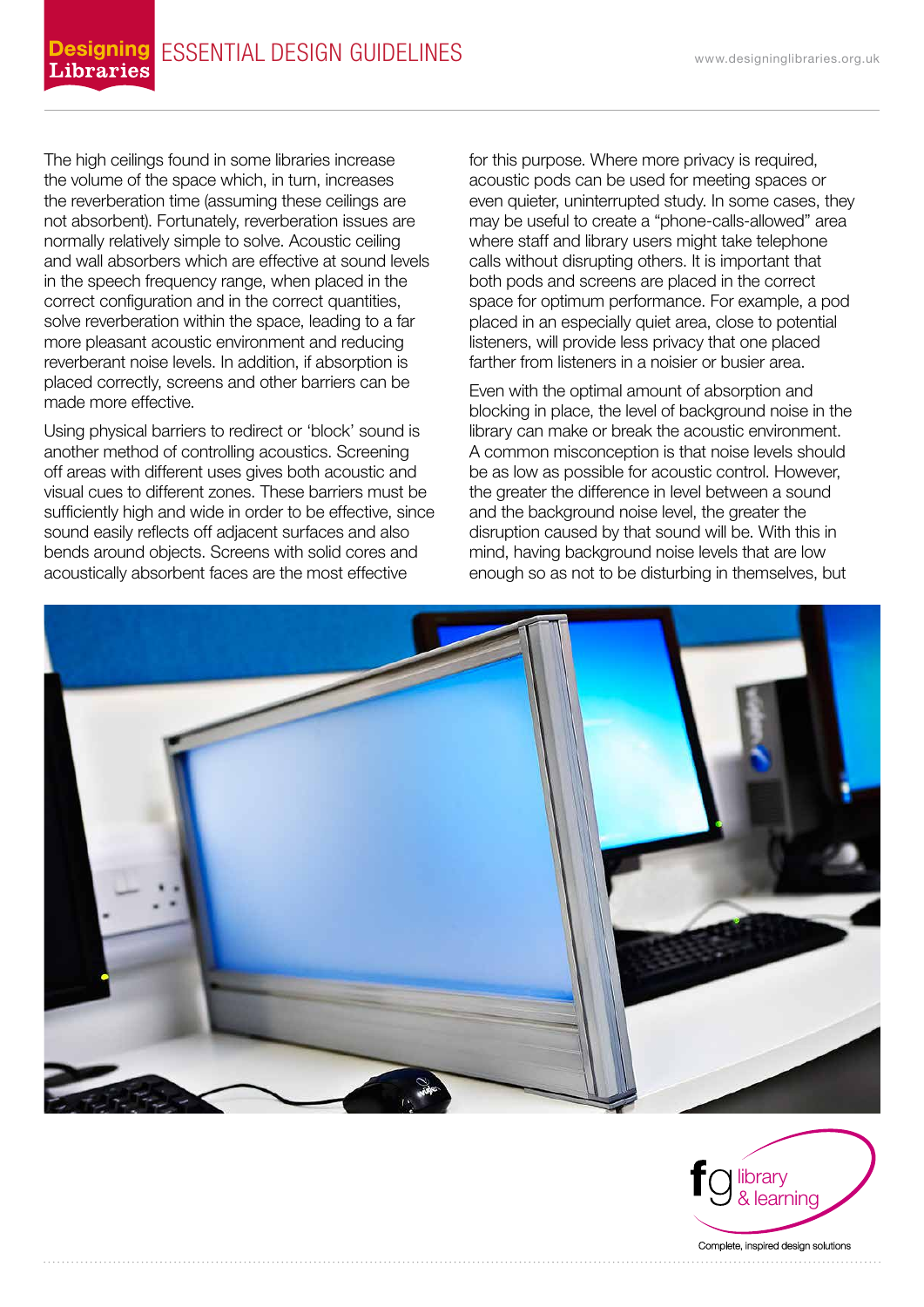The high ceilings found in some libraries increase the volume of the space which, in turn, increases the reverberation time (assuming these ceilings are not absorbent). Fortunately, reverberation issues are normally relatively simple to solve. Acoustic ceiling and wall absorbers which are effective at sound levels in the speech frequency range, when placed in the correct configuration and in the correct quantities, solve reverberation within the space, leading to a far more pleasant acoustic environment and reducing reverberant noise levels. In addition, if absorption is placed correctly, screens and other barriers can be made more effective.

Using physical barriers to redirect or 'block' sound is another method of controlling acoustics. Screening off areas with different uses gives both acoustic and visual cues to different zones. These barriers must be sufficiently high and wide in order to be effective, since sound easily reflects off adjacent surfaces and also bends around objects. Screens with solid cores and acoustically absorbent faces are the most effective for this purpose. Where more privacy is required, acoustic pods can be used for meeting spaces or even quieter, uninterrupted study. In some cases, they may be useful to create a "phone-calls-allowed" area where staff and library users might take telephone calls without disrupting others. It is important that both pods and screens are placed in the correct space for optimum performance. For example, a pod placed in an especially quiet area, close to potential listeners, will provide less privacy that one placed farther from listeners in a noisier or busier area.

Even with the optimal amount of absorption and blocking in place, the level of background noise in the library can make or break the acoustic environment. A common misconception is that noise levels should be as low as possible for acoustic control. However, the greater the difference in level between a sound and the background noise level, the greater the disruption caused by that sound will be. With this in mind, having background noise levels that are low enough so as not to be disturbing in themselves, but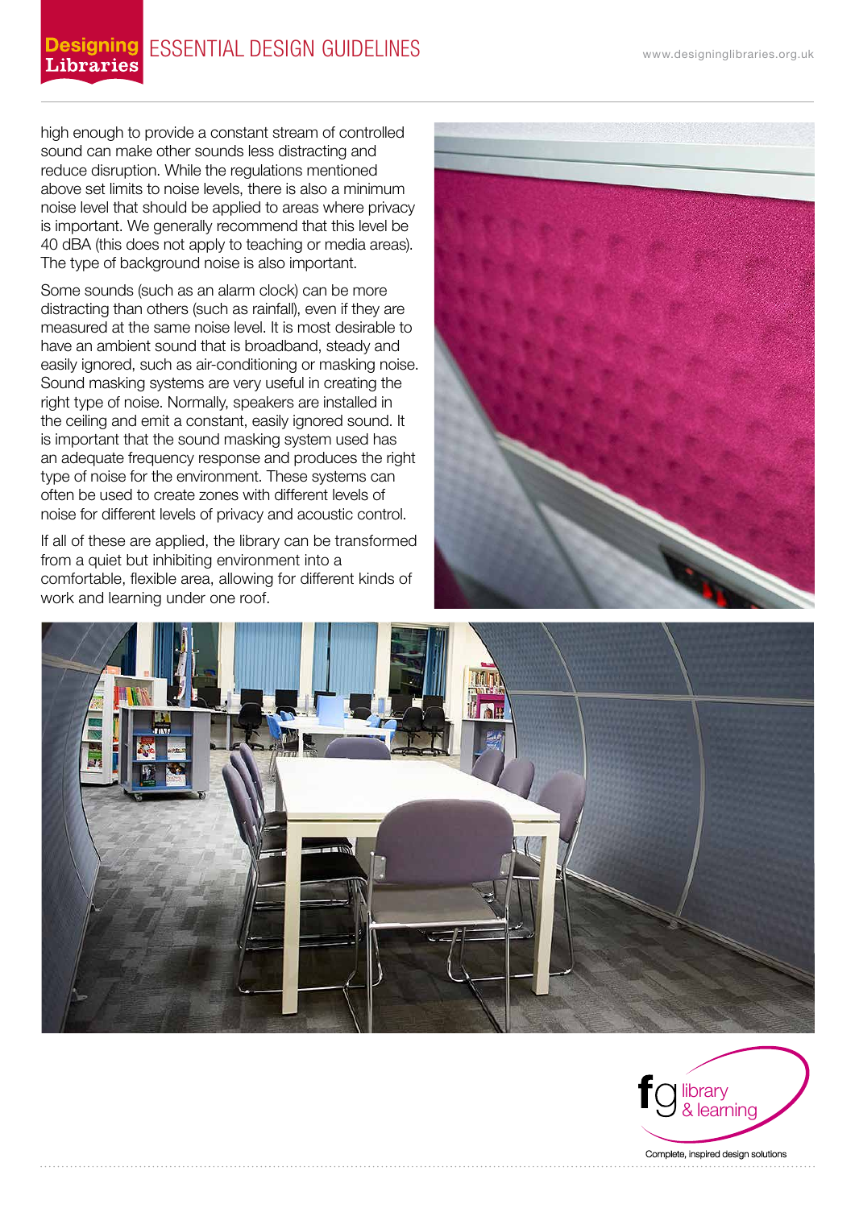high enough to provide a constant stream of controlled sound can make other sounds less distracting and reduce disruption. While the regulations mentioned above set limits to noise levels, there is also a minimum noise level that should be applied to areas where privacy is important. We generally recommend that this level be 40 dBA (this does not apply to teaching or media areas). The type of background noise is also important.

Some sounds (such as an alarm clock) can be more distracting than others (such as rainfall), even if they are measured at the same noise level. It is most desirable to have an ambient sound that is broadband, steady and easily ignored, such as air-conditioning or masking noise. Sound masking systems are very useful in creating the right type of noise. Normally, speakers are installed in the ceiling and emit a constant, easily ignored sound. It is important that the sound masking system used has an adequate frequency response and produces the right type of noise for the environment. These systems can often be used to create zones with different levels of noise for different levels of privacy and acoustic control.

If all of these are applied, the library can be transformed from a quiet but inhibiting environment into a comfortable, flexible area, allowing for different kinds of work and learning under one roof.

fg library & learning

Complete, inspired design solutions